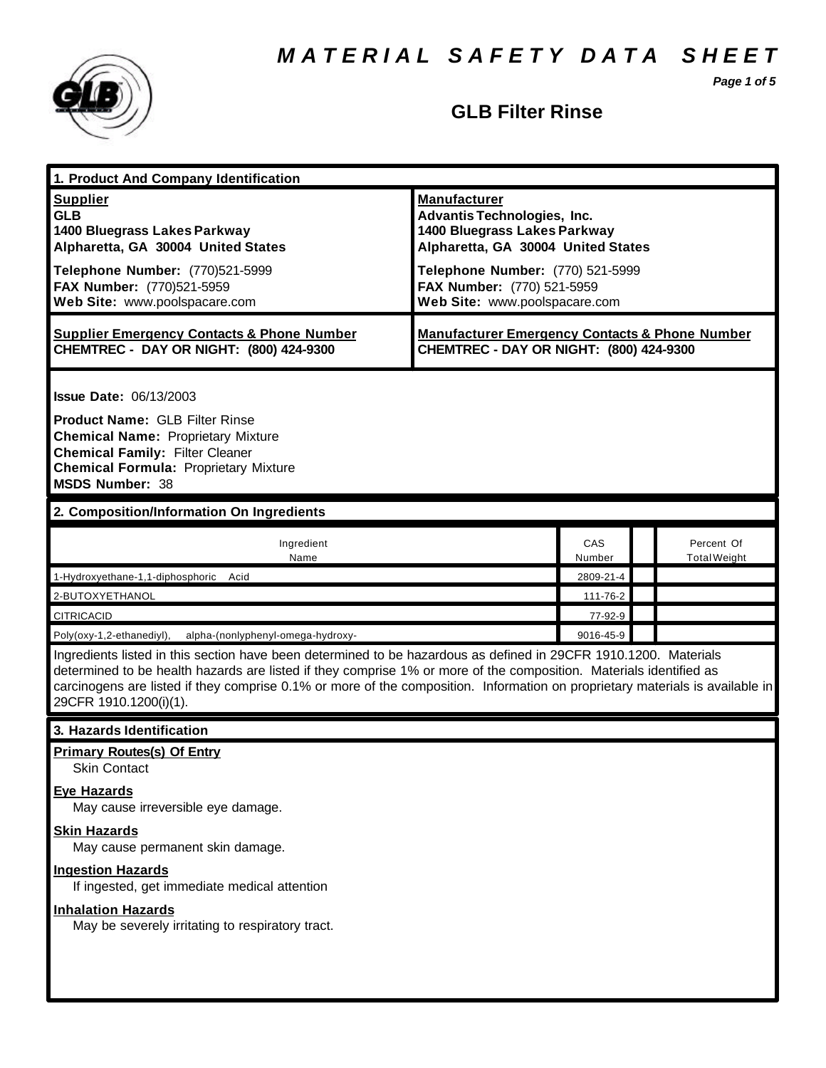# MATERIAL SAFETY DATA SHEET

## GLB Filter Rinse

### 1. Product And Company Identification

| **Supplier** | **Manufacturer** |
|---|---|
| **GLB**<br>**1400 Bluegrass Lakes Parkway**<br>**Alpharetta, GA 30004 United States** | **Advantis Technologies, Inc.**<br>**1400 Bluegrass Lakes Parkway**<br>**Alpharetta, GA 30004 United States** |
| **Telephone Number:** (770)521-5999<br>**FAX Number:** (770)521-5959<br>**Web Site:** www.poolspacare.com | **Telephone Number:** (770) 521-5999<br>**FAX Number:** (770) 521-5959<br>**Web Site:** www.poolspacare.com |
| **Supplier Emergency Contacts & Phone Number**<br>**CHEMTREC - DAY OR NIGHT: (800) 424-9300** | **Manufacturer Emergency Contacts & Phone Number**<br>**CHEMTREC - DAY OR NIGHT: (800) 424-9300** |

**Issue Date:** 06/13/2003

**Product Name:** GLB Filter Rinse
**Chemical Name:** Proprietary Mixture
**Chemical Family:** Filter Cleaner
**Chemical Formula:** Proprietary Mixture
**MSDS Number:** 38

### 2. Composition/Information On Ingredients

| Ingredient Name | CAS Number | | Percent Of Total Weight |
|---|---|---|---|
| 1-Hydroxyethane-1,1-diphosphoric Acid | 2809-21-4 | | |
| 2-BUTOXYETHANOL | 111-76-2 | | |
| CITRICACID | 77-92-9 | | |
| Poly(oxy-1,2-ethanediyl), alpha-(nonlyphenyl-omega-hydroxy- | 9016-45-9 | | |

Ingredients listed in this section have been determined to be hazardous as defined in 29CFR 1910.1200. Materials determined to be health hazards are listed if they comprise 1% or more of the composition. Materials identified as carcinogens are listed if they comprise 0.1% or more of the composition. Information on proprietary materials is available in 29CFR 1910.1200(i)(1).

### 3. Hazards Identification

**Primary Routes(s) Of Entry**
Skin Contact

**Eye Hazards**
May cause irreversible eye damage.

**Skin Hazards**
May cause permanent skin damage.

**Ingestion Hazards**
If ingested, get immediate medical attention

**Inhalation Hazards**
May be severely irritating to respiratory tract.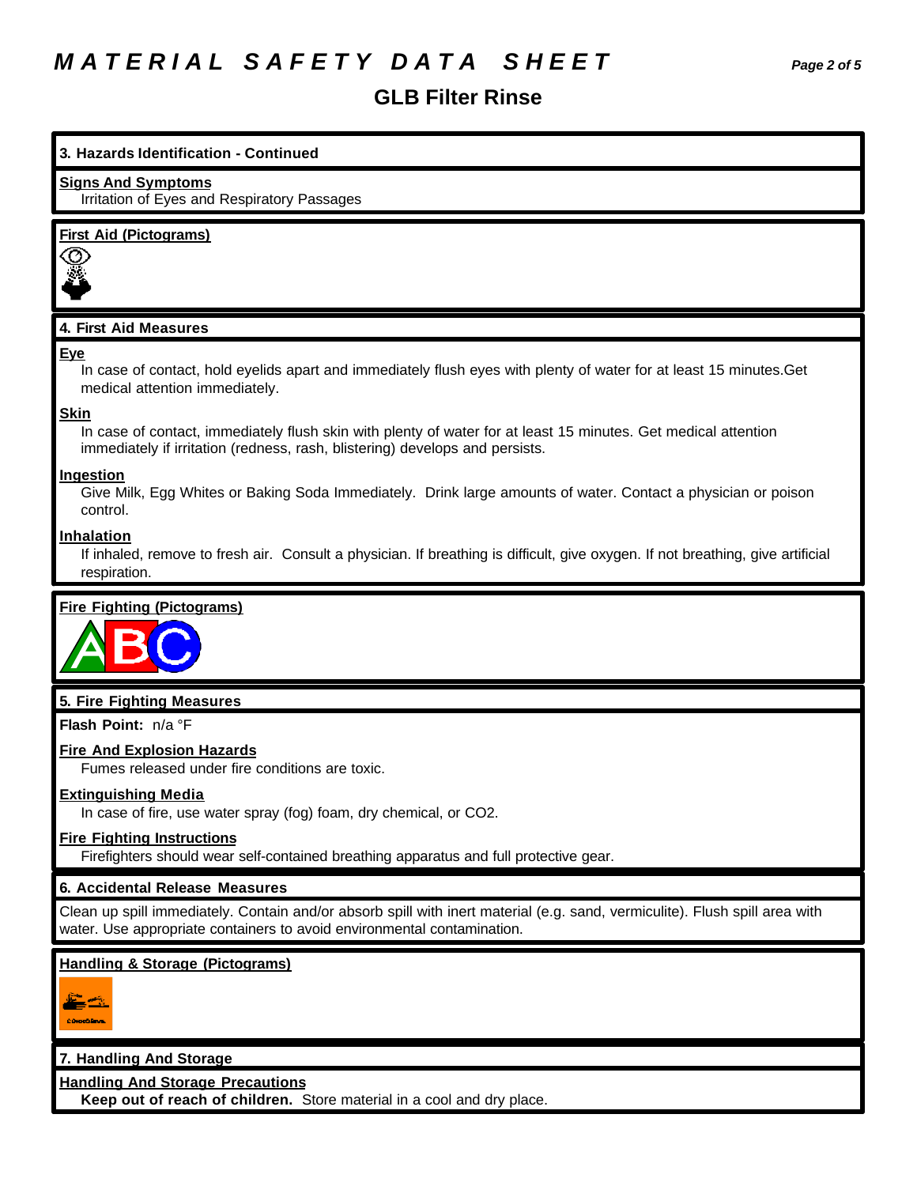# MATERIAL SAFETY DATA SHEET

## GLB Filter Rinse

### 3. Hazards Identification - Continued

**Signs And Symptoms**

Irritation of Eyes and Respiratory Passages

**First Aid (Pictograms)**

### 4. First Aid Measures

**Eye**

In case of contact, hold eyelids apart and immediately flush eyes with plenty of water for at least 15 minutes.Get medical attention immediately.

**Skin**

In case of contact, immediately flush skin with plenty of water for at least 15 minutes. Get medical attention immediately if irritation (redness, rash, blistering) develops and persists.

**Ingestion**

Give Milk, Egg Whites or Baking Soda Immediately. Drink large amounts of water. Contact a physician or poison control.

**Inhalation**

If inhaled, remove to fresh air. Consult a physician. If breathing is difficult, give oxygen. If not breathing, give artificial respiration.

**Fire Fighting (Pictograms)**

### 5. Fire Fighting Measures

**Flash Point:** n/a °F

**Fire And Explosion Hazards**

Fumes released under fire conditions are toxic.

**Extinguishing Media**

In case of fire, use water spray (fog) foam, dry chemical, or $CO_2$.

**Fire Fighting Instructions**

Firefighters should wear self-contained breathing apparatus and full protective gear.

### 6. Accidental Release Measures

Clean up spill immediately. Contain and/or absorb spill with inert material (e.g. sand, vermiculite). Flush spill area with water. Use appropriate containers to avoid environmental contamination.

**Handling & Storage (Pictograms)**

### 7. Handling And Storage

**Handling And Storage Precautions**

**Keep out of reach of children.** Store material in a cool and dry place.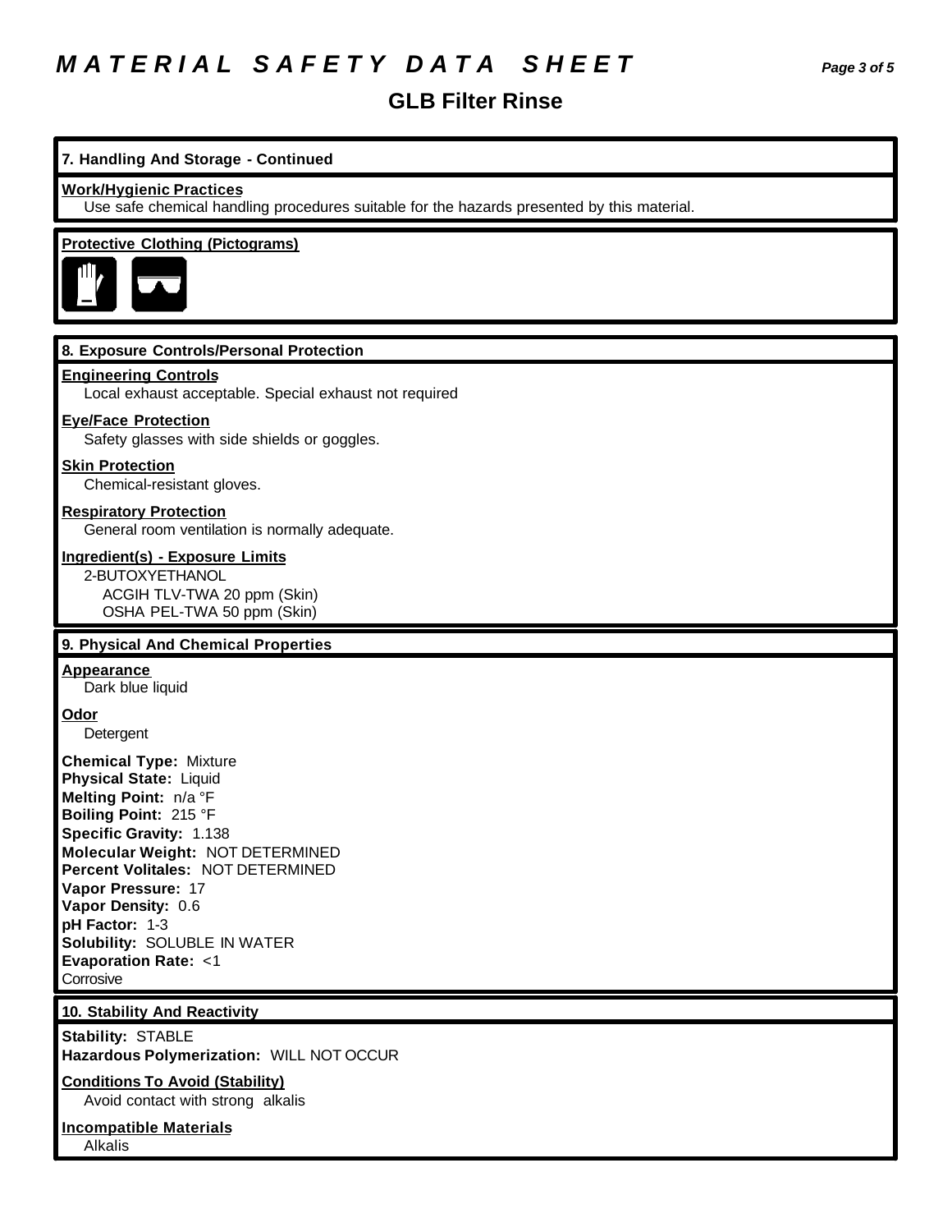# MATERIAL SAFETY DATA SHEET

## GLB Filter Rinse

### 7. Handling And Storage - Continued

**Work/Hygienic Practices**

Use safe chemical handling procedures suitable for the hazards presented by this material.

**Protective Clothing (Pictograms)**

### 8. Exposure Controls/Personal Protection

**Engineering Controls**

Local exhaust acceptable. Special exhaust not required

**Eye/Face Protection**

Safety glasses with side shields or goggles.

**Skin Protection**

Chemical-resistant gloves.

**Respiratory Protection**

General room ventilation is normally adequate.

**Ingredient(s) - Exposure Limits**

2-BUTOXYETHANOL
ACGIH TLV-TWA 20 ppm (Skin)
OSHA PEL-TWA 50 ppm (Skin)

### 9. Physical And Chemical Properties

**Appearance**

Dark blue liquid

**Odor**

Detergent

**Chemical Type:** Mixture
**Physical State:** Liquid
**Melting Point:** n/a °F
**Boiling Point:** 215 °F
**Specific Gravity:** 1.138
**Molecular Weight:** NOT DETERMINED
**Percent Volitales:** NOT DETERMINED
**Vapor Pressure:** 17
**Vapor Density:** 0.6
**pH Factor:** 1-3
**Solubility:** SOLUBLE IN WATER
**Evaporation Rate:** <1
Corrosive

### 10. Stability And Reactivity

**Stability:** STABLE
**Hazardous Polymerization:** WILL NOT OCCUR

**Conditions To Avoid (Stability)**

Avoid contact with strong alkalis

**Incompatible Materials**

Alkalis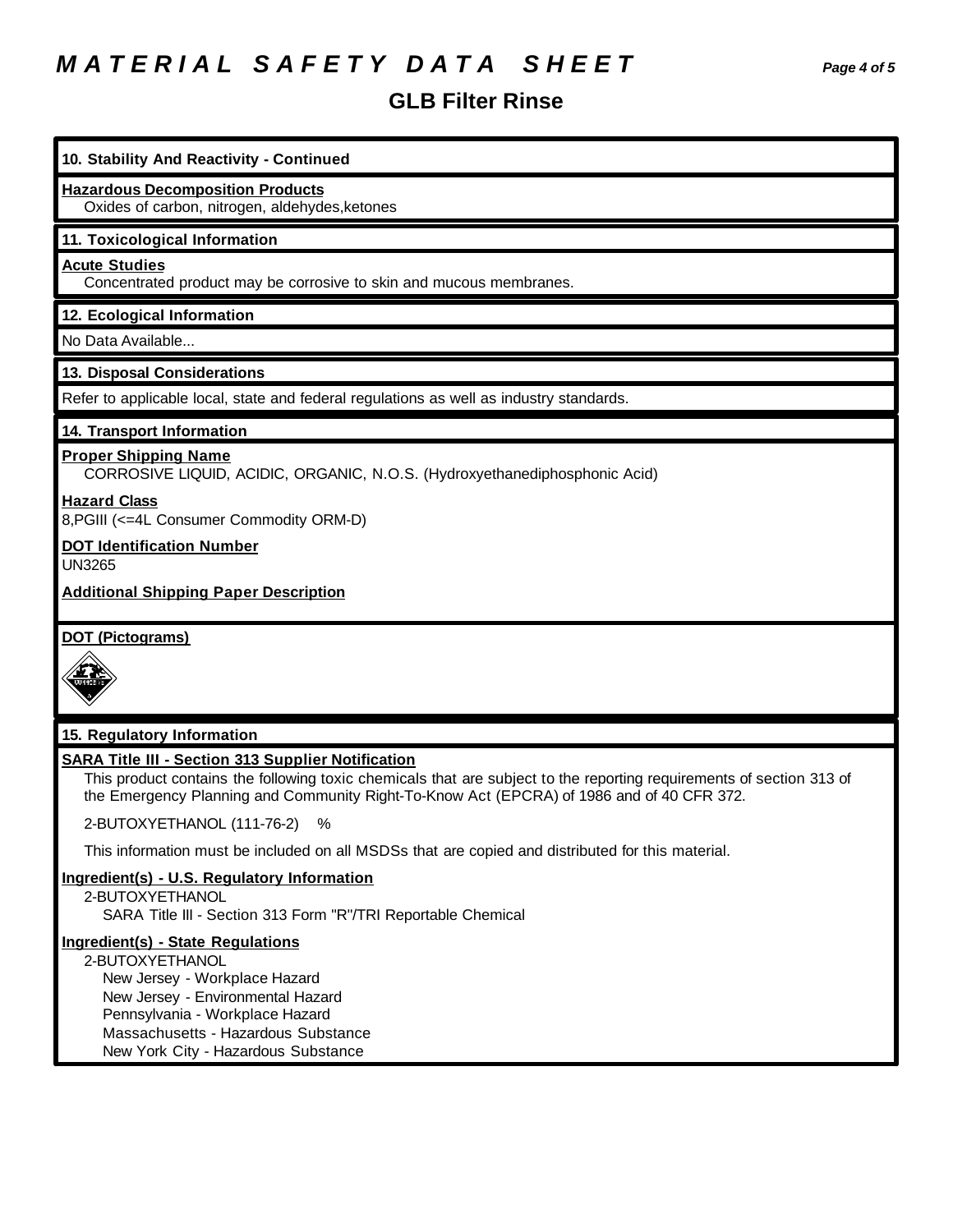## 10. Stability And Reactivity - Continued

**Hazardous Decomposition Products**

Oxides of carbon, nitrogen, aldehydes,ketones

## 11. Toxicological Information

**Acute Studies**

Concentrated product may be corrosive to skin and mucous membranes.

## 12. Ecological Information

No Data Available...

## 13. Disposal Considerations

Refer to applicable local, state and federal regulations as well as industry standards.

## 14. Transport Information

**Proper Shipping Name**

CORROSIVE LIQUID, ACIDIC, ORGANIC, N.O.S. (Hydroxyethanediphosphonic Acid)

**Hazard Class**

8,PGIII (<=4L Consumer Commodity ORM-D)

**DOT Identification Number**

UN3265

**Additional Shipping Paper Description**

**DOT (Pictograms)**

## 15. Regulatory Information

**SARA Title III - Section 313 Supplier Notification**

This product contains the following toxic chemicals that are subject to the reporting requirements of section 313 of the Emergency Planning and Community Right-To-Know Act (EPCRA) of 1986 and of 40 CFR 372.

2-BUTOXYETHANOL (111-76-2) %

This information must be included on all MSDSs that are copied and distributed for this material.

**Ingredient(s) - U.S. Regulatory Information**

2-BUTOXYETHANOL
- SARA Title III - Section 313 Form "R"/TRI Reportable Chemical

**Ingredient(s) - State Regulations**

2-BUTOXYETHANOL
- New Jersey - Workplace Hazard
- New Jersey - Environmental Hazard
- Pennsylvania - Workplace Hazard
- Massachusetts - Hazardous Substance
- New York City - Hazardous Substance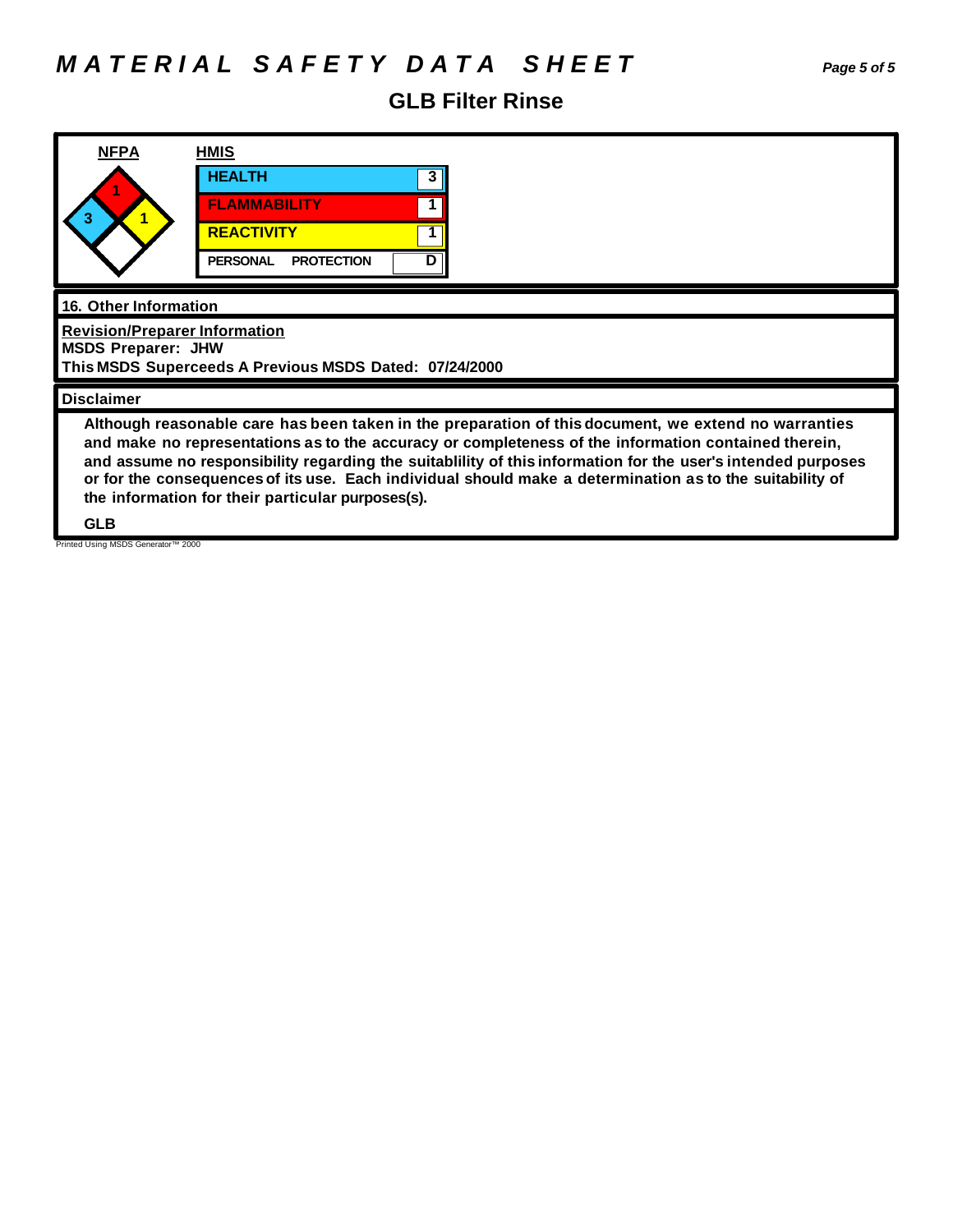# MATERIAL SAFETY DATA SHEET

## GLB Filter Rinse

**NFPA**

Flammability (red): 1
Health (blue): 3
Reactivity (yellow): 1

**HMIS**

| | |
|---|---|
| HEALTH | 3 |
| FLAMMABILITY | 1 |
| REACTIVITY | 1 |
| PERSONAL PROTECTION | D |

### 16. Other Information

**Revision/Preparer Information**

**MSDS Preparer: JHW**

**This MSDS Superceeds A Previous MSDS Dated: 07/24/2000**

### Disclaimer

**Although reasonable care has been taken in the preparation of this document, we extend no warranties and make no representations as to the accuracy or completeness of the information contained therein, and assume no responsibility regarding the suitablility of this information for the user's intended purposes or for the consequences of its use. Each individual should make a determination as to the suitability of the information for their particular purposes(s).**

**GLB**

Printed Using MSDS Generator™ 2000